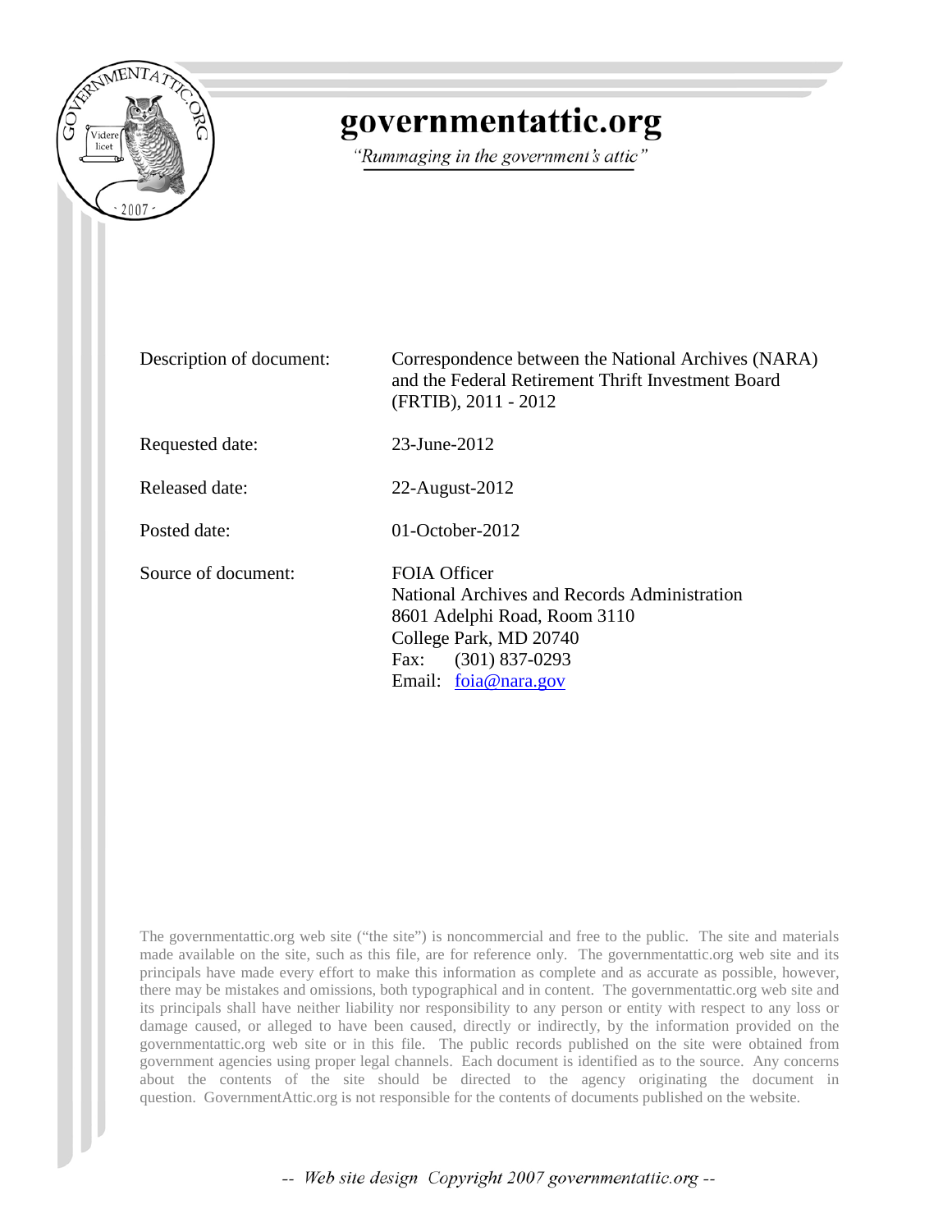# governmentattic.org

*"Rummaging in the government's attic"*

| | |
|---|---|
| Description of document: | Correspondence between the National Archives (NARA) and the Federal Retirement Thrift Investment Board (FRTIB), 2011 - 2012 |
| Requested date: | 23-June-2012 |
| Released date: | 22-August-2012 |
| Posted date: | 01-October-2012 |
| Source of document: | FOIA Officer<br>National Archives and Records Administration<br>8601 Adelphi Road, Room 3110<br>College Park, MD 20740<br>Fax: (301) 837-0293<br>Email: foia@nara.gov |

The governmentattic.org web site ("the site") is noncommercial and free to the public. The site and materials made available on the site, such as this file, are for reference only. The governmentattic.org web site and its principals have made every effort to make this information as complete and as accurate as possible, however, there may be mistakes and omissions, both typographical and in content. The governmentattic.org web site and its principals shall have neither liability nor responsibility to any person or entity with respect to any loss or damage caused, or alleged to have been caused, directly or indirectly, by the information provided on the governmentattic.org web site or in this file. The public records published on the site were obtained from government agencies using proper legal channels. Each document is identified as to the source. Any concerns about the contents of the site should be directed to the agency originating the document in question. GovernmentAttic.org is not responsible for the contents of documents published on the website.

-- Web site design Copyright 2007 governmentattic.org --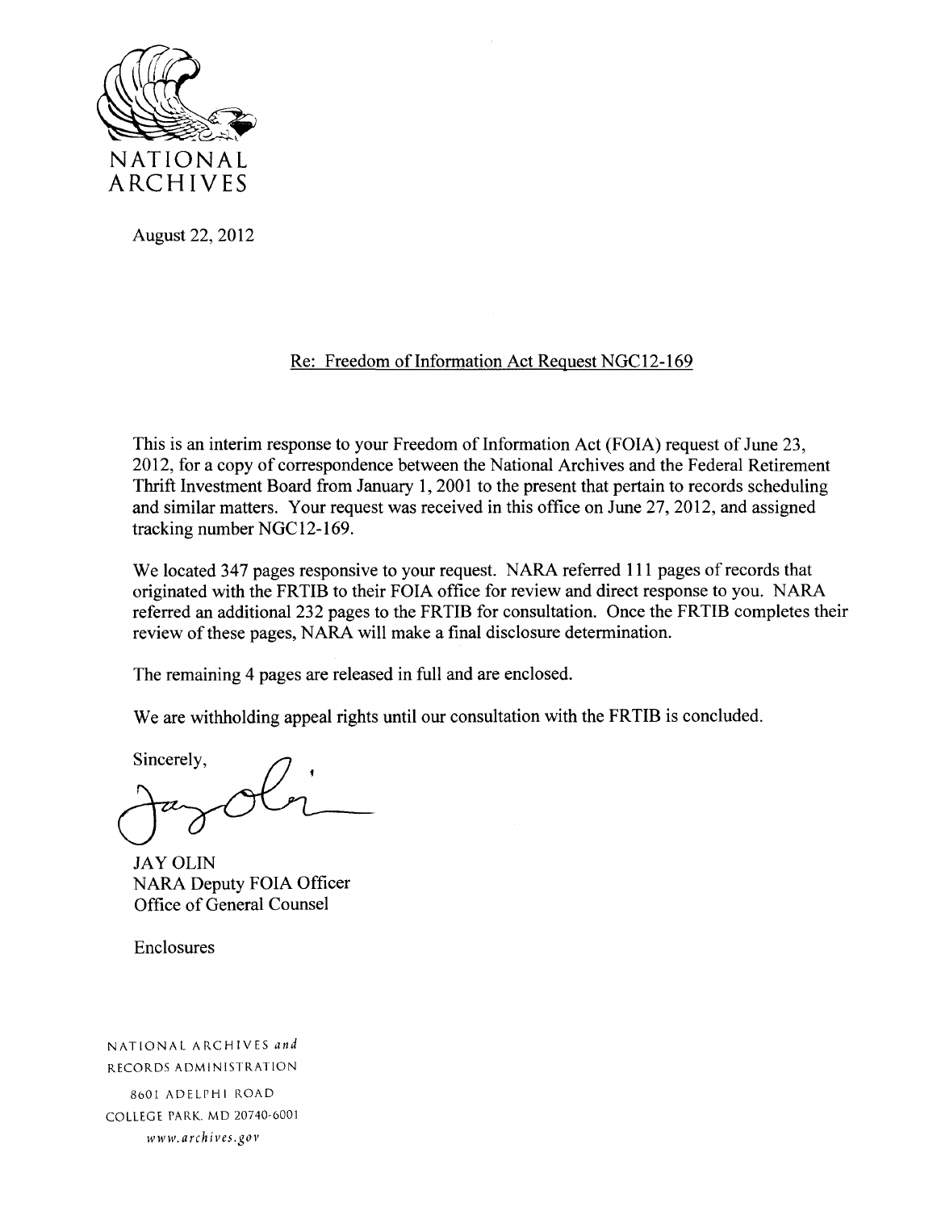NATIONAL ARCHIVES

August 22, 2012

Re: Freedom of Information Act Request NGC12-169

This is an interim response to your Freedom of Information Act (FOIA) request of June 23, 2012, for a copy of correspondence between the National Archives and the Federal Retirement Thrift Investment Board from January 1, 2001 to the present that pertain to records scheduling and similar matters. Your request was received in this office on June 27, 2012, and assigned tracking number NGC12-169.

We located 347 pages responsive to your request. NARA referred 111 pages of records that originated with the FRTIB to their FOIA office for review and direct response to you. NARA referred an additional 232 pages to the FRTIB for consultation. Once the FRTIB completes their review of these pages, NARA will make a final disclosure determination.

The remaining 4 pages are released in full and are enclosed.

We are withholding appeal rights until our consultation with the FRTIB is concluded.

Sincerely,

JAY OLIN
NARA Deputy FOIA Officer
Office of General Counsel

Enclosures

NATIONAL ARCHIVES *and*
RECORDS ADMINISTRATION
8601 ADELPHI ROAD
COLLEGE PARK, MD 20740-6001
*www.archives.gov*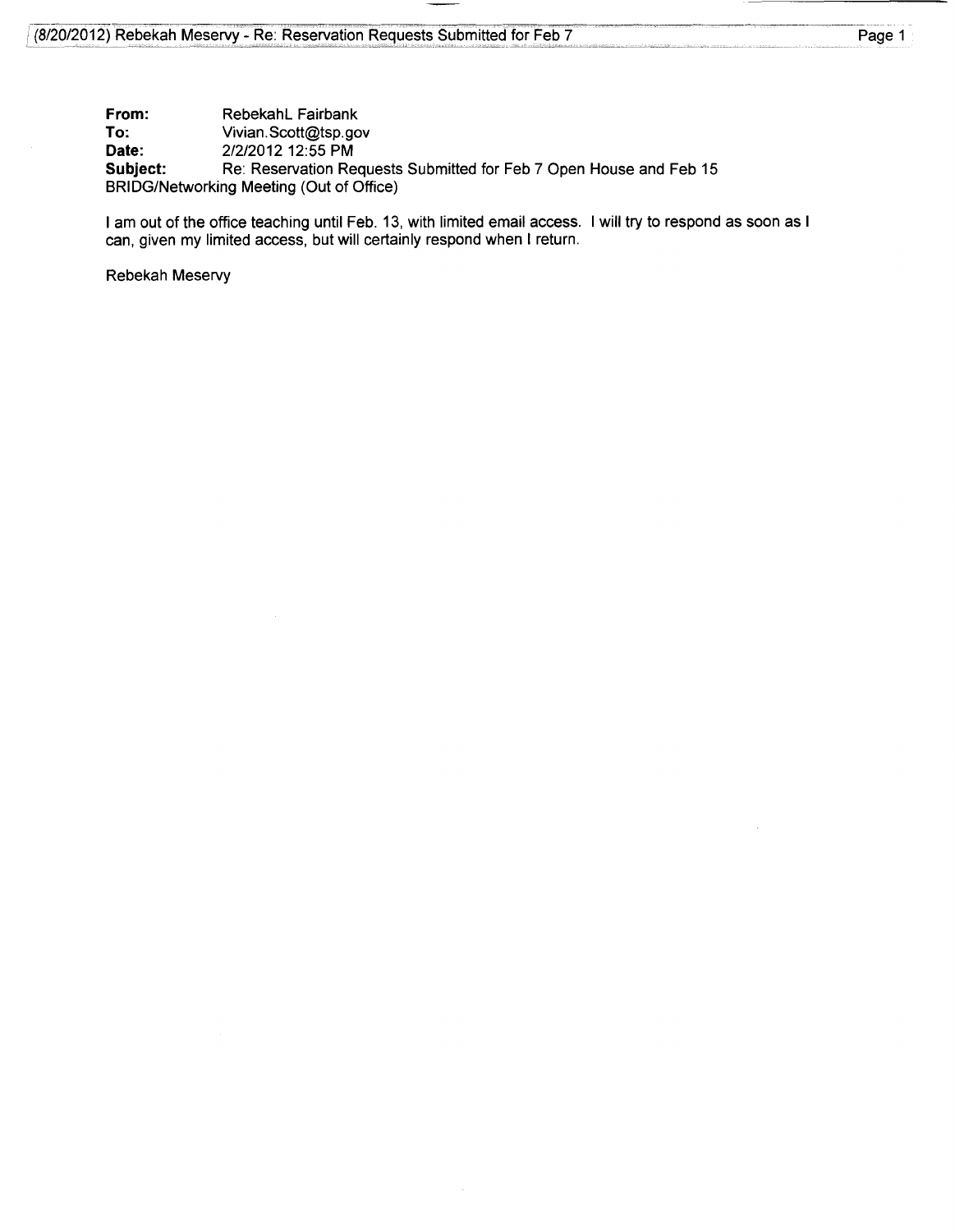**From:** RebekahL Fairbank
**To:** Vivian.Scott@tsp.gov
**Date:** 2/2/2012 12:55 PM
**Subject:** Re: Reservation Requests Submitted for Feb 7 Open House and Feb 15 BRIDG/Networking Meeting (Out of Office)

I am out of the office teaching until Feb. 13, with limited email access. I will try to respond as soon as I can, given my limited access, but will certainly respond when I return.

Rebekah Meservy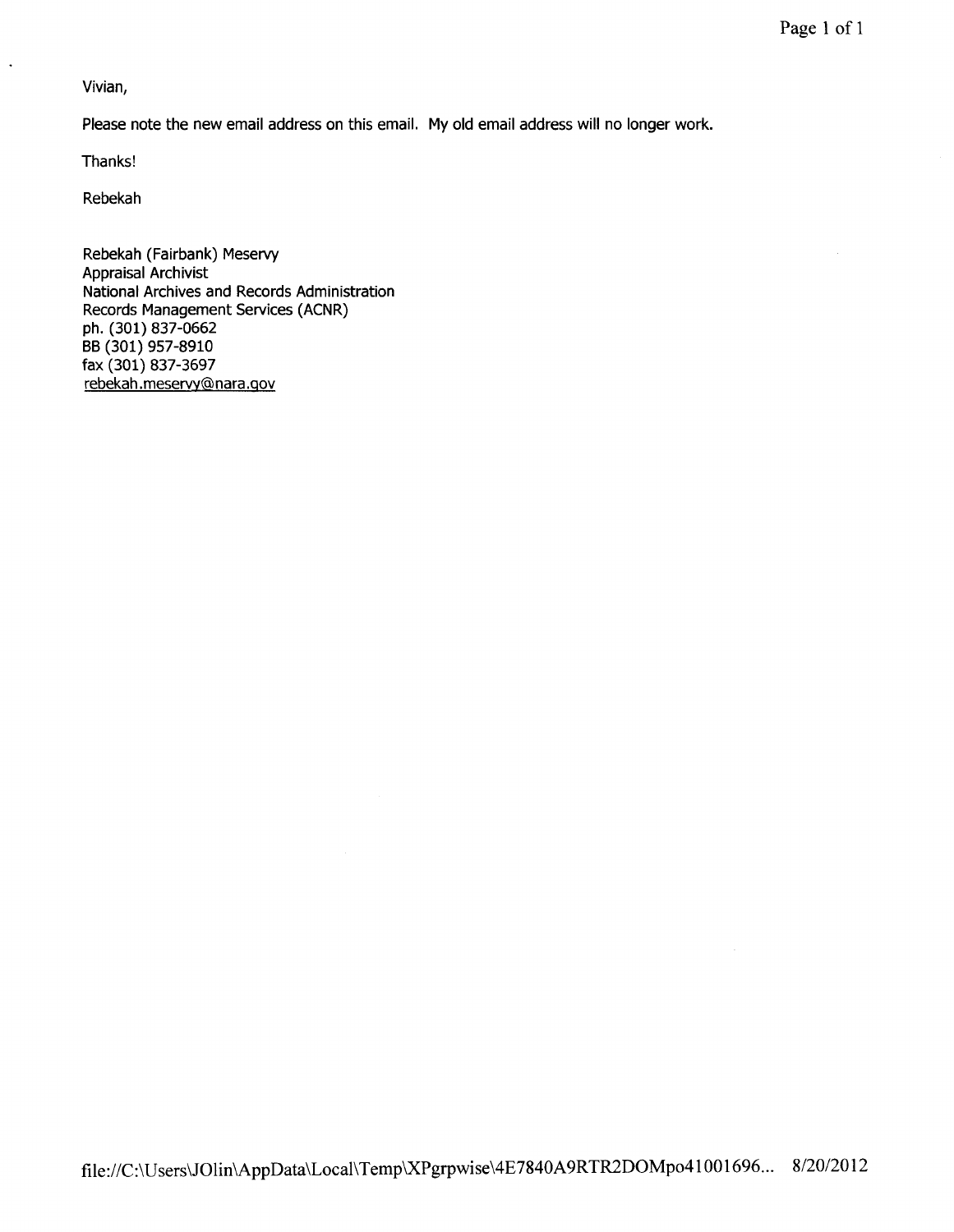Vivian,

Please note the new email address on this email. My old email address will no longer work.

Thanks!

Rebekah

Rebekah (Fairbank) Meservy  
Appraisal Archivist  
National Archives and Records Administration  
Records Management Services (ACNR)  
ph. (301) 837-0662  
BB (301) 957-8910  
fax (301) 837-3697  
rebekah.meservy@nara.gov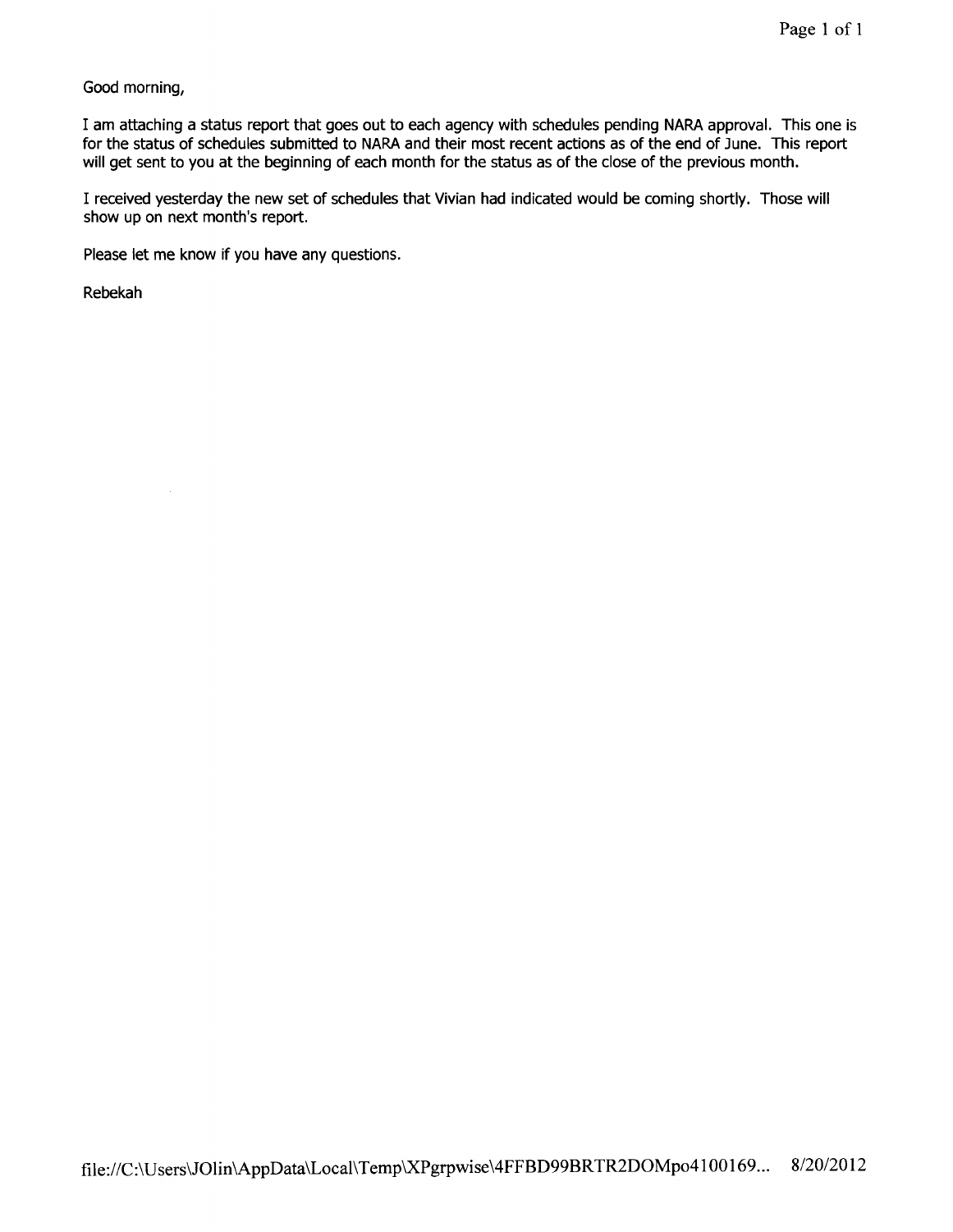Good morning,

I am attaching a status report that goes out to each agency with schedules pending NARA approval. This one is for the status of schedules submitted to NARA and their most recent actions as of the end of June. This report will get sent to you at the beginning of each month for the status as of the close of the previous month.

I received yesterday the new set of schedules that Vivian had indicated would be coming shortly. Those will show up on next month's report.

Please let me know if you have any questions.

Rebekah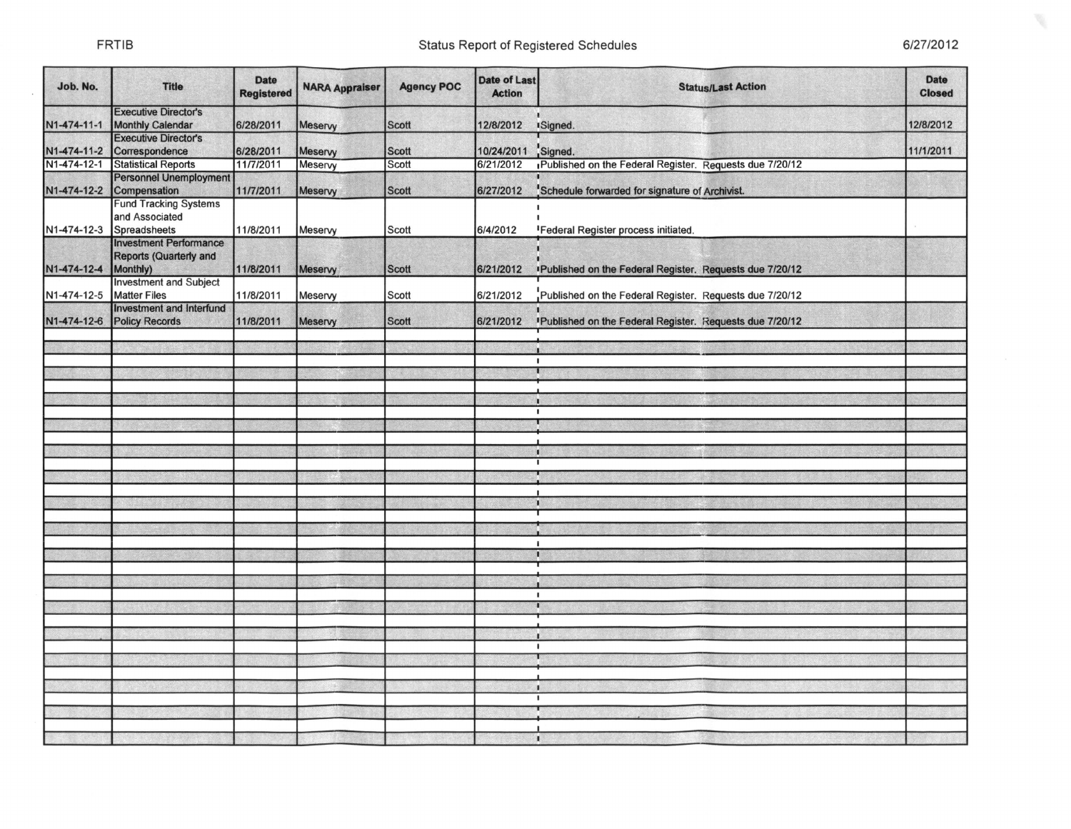FRTIB Status Report of Registered Schedules 6/27/2012

| Job. No. | Title | Date Registered | NARA Appraiser | Agency POC | Date of Last Action | Status/Last Action | Date Closed |
|---|---|---|---|---|---|---|---|
| N1-474-11-1 | Executive Director's Monthly Calendar | 6/28/2011 | Meservy | Scott | 12/8/2012 | Signed. | 12/8/2012 |
| N1-474-11-2 | Executive Director's Correspondence | 6/28/2011 | Meservy | Scott | 10/24/2011 | Signed. | 11/1/2011 |
| N1-474-12-1 | Statistical Reports | 11/7/2011 | Meservy | Scott | 6/21/2012 | Published on the Federal Register. Requests due 7/20/12 | |
| N1-474-12-2 | Personnel Unemployment Compensation | 11/7/2011 | Meservy | Scott | 6/27/2012 | Schedule forwarded for signature of Archivist. | |
| N1-474-12-3 | Fund Tracking Systems and Associated Spreadsheets | 11/8/2011 | Meservy | Scott | 6/4/2012 | Federal Register process initiated. | |
| N1-474-12-4 | Investment Performance Reports (Quarterly and Monthly) | 11/8/2011 | Meservy | Scott | 6/21/2012 | Published on the Federal Register. Requests due 7/20/12 | |
| N1-474-12-5 | Investment and Subject Matter Files | 11/8/2011 | Meservy | Scott | 6/21/2012 | Published on the Federal Register. Requests due 7/20/12 | |
| N1-474-12-6 | Investment and Interfund Policy Records | 11/8/2011 | Meservy | Scott | 6/21/2012 | Published on the Federal Register. Requests due 7/20/12 | |